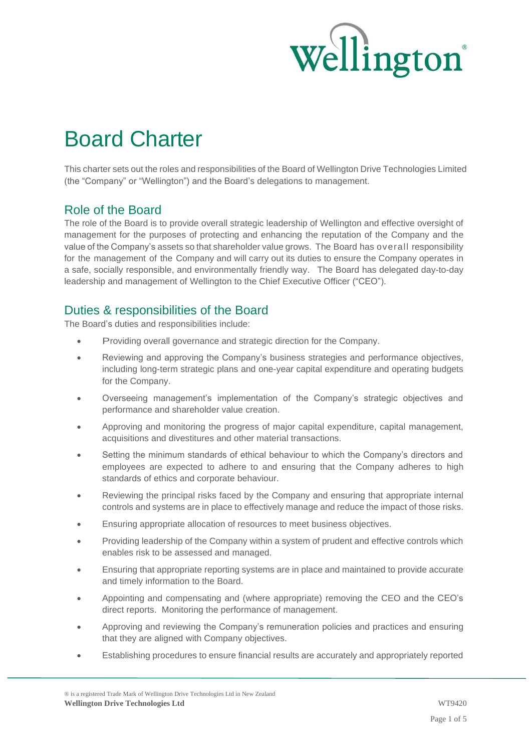# Board Charter

This charter sets out the roles and responsibilities of the Board of Wellington Drive Technologies Limited (the "Company" or "Wellington") and the Board's delegations to management.

## Role of the Board

The role of the Board is to provide overall strategic leadership of Wellington and effective oversight of management for the purposes of protecting and enhancing the reputation of the Company and the value of the Company's assets so that shareholder value grows. The Board has overall responsibility for the management of the Company and will carry out its duties to ensure the Company operates in a safe, socially responsible, and environmentally friendly way. The Board has delegated day-to-day leadership and management of Wellington to the Chief Executive Officer ("CEO").

## Duties & responsibilities of the Board

The Board's duties and responsibilities include:

- Providing overall governance and strategic direction for the Company.
- Reviewing and approving the Company's business strategies and performance objectives, including long-term strategic plans and one-year capital expenditure and operating budgets for the Company.
- Overseeing management's implementation of the Company's strategic objectives and performance and shareholder value creation.
- Approving and monitoring the progress of major capital expenditure, capital management, acquisitions and divestitures and other material transactions.
- Setting the minimum standards of ethical behaviour to which the Company's directors and employees are expected to adhere to and ensuring that the Company adheres to high standards of ethics and corporate behaviour.
- Reviewing the principal risks faced by the Company and ensuring that appropriate internal controls and systems are in place to effectively manage and reduce the impact of those risks.
- Ensuring appropriate allocation of resources to meet business objectives.
- Providing leadership of the Company within a system of prudent and effective controls which enables risk to be assessed and managed.
- Ensuring that appropriate reporting systems are in place and maintained to provide accurate and timely information to the Board.
- Appointing and compensating and (where appropriate) removing the CEO and the CEO's direct reports. Monitoring the performance of management.
- Approving and reviewing the Company's remuneration policies and practices and ensuring that they are aligned with Company objectives.
- Establishing procedures to ensure financial results are accurately and appropriately reported

® is a registered Trade Mark of Wellington Drive Technologies Ltd in New Zealand
**Wellington Drive Technologies Ltd** WT9420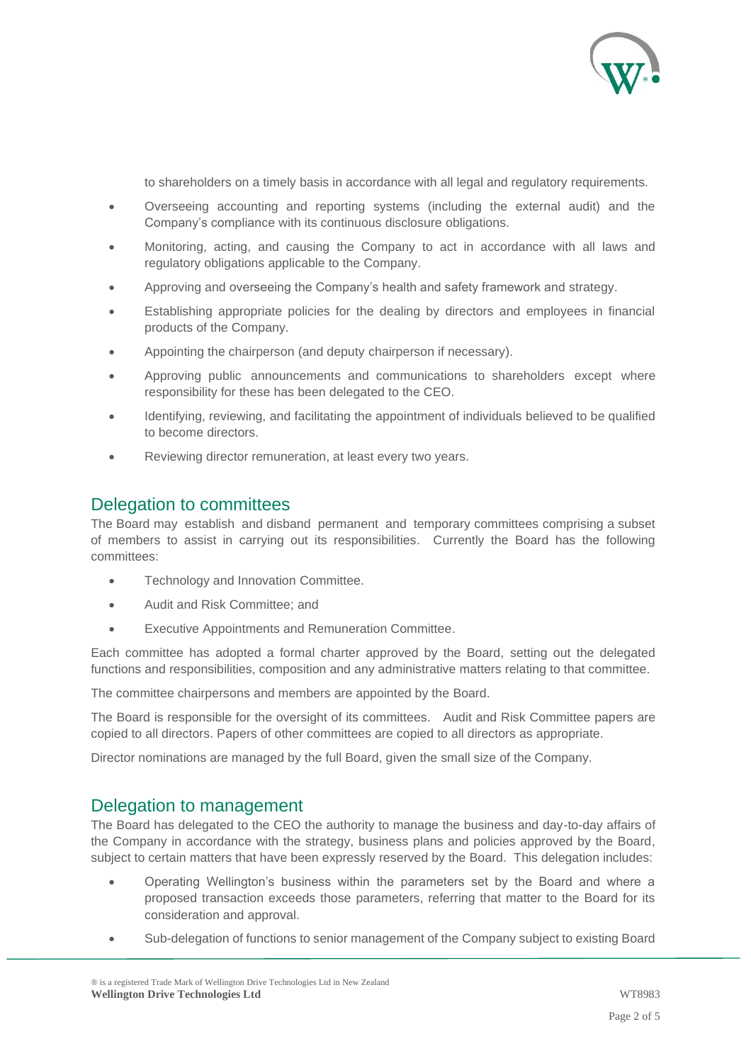to shareholders on a timely basis in accordance with all legal and regulatory requirements.

- Overseeing accounting and reporting systems (including the external audit) and the Company's compliance with its continuous disclosure obligations.
- Monitoring, acting, and causing the Company to act in accordance with all laws and regulatory obligations applicable to the Company.
- Approving and overseeing the Company's health and safety framework and strategy.
- Establishing appropriate policies for the dealing by directors and employees in financial products of the Company.
- Appointing the chairperson (and deputy chairperson if necessary).
- Approving public announcements and communications to shareholders except where responsibility for these has been delegated to the CEO.
- Identifying, reviewing, and facilitating the appointment of individuals believed to be qualified to become directors.
- Reviewing director remuneration, at least every two years.

## Delegation to committees

The Board may establish and disband permanent and temporary committees comprising a subset of members to assist in carrying out its responsibilities. Currently the Board has the following committees:

- Technology and Innovation Committee.
- Audit and Risk Committee; and
- Executive Appointments and Remuneration Committee.

Each committee has adopted a formal charter approved by the Board, setting out the delegated functions and responsibilities, composition and any administrative matters relating to that committee.

The committee chairpersons and members are appointed by the Board.

The Board is responsible for the oversight of its committees. Audit and Risk Committee papers are copied to all directors. Papers of other committees are copied to all directors as appropriate.

Director nominations are managed by the full Board, given the small size of the Company.

## Delegation to management

The Board has delegated to the CEO the authority to manage the business and day-to-day affairs of the Company in accordance with the strategy, business plans and policies approved by the Board, subject to certain matters that have been expressly reserved by the Board. This delegation includes:

- Operating Wellington's business within the parameters set by the Board and where a proposed transaction exceeds those parameters, referring that matter to the Board for its consideration and approval.
- Sub-delegation of functions to senior management of the Company subject to existing Board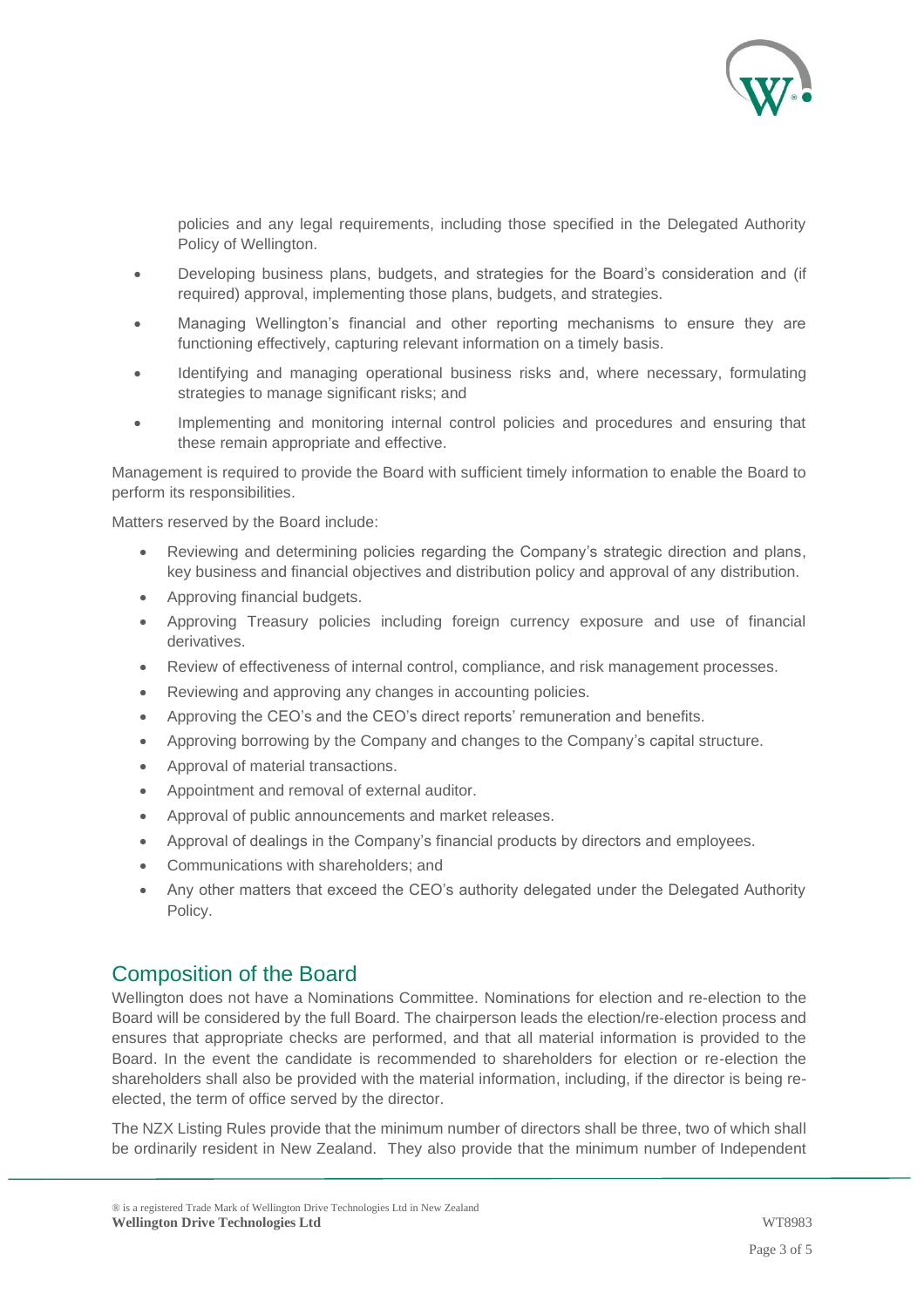policies and any legal requirements, including those specified in the Delegated Authority Policy of Wellington.

- Developing business plans, budgets, and strategies for the Board's consideration and (if required) approval, implementing those plans, budgets, and strategies.
- Managing Wellington's financial and other reporting mechanisms to ensure they are functioning effectively, capturing relevant information on a timely basis.
- Identifying and managing operational business risks and, where necessary, formulating strategies to manage significant risks; and
- Implementing and monitoring internal control policies and procedures and ensuring that these remain appropriate and effective.

Management is required to provide the Board with sufficient timely information to enable the Board to perform its responsibilities.

Matters reserved by the Board include:

- Reviewing and determining policies regarding the Company's strategic direction and plans, key business and financial objectives and distribution policy and approval of any distribution.
- Approving financial budgets.
- Approving Treasury policies including foreign currency exposure and use of financial derivatives.
- Review of effectiveness of internal control, compliance, and risk management processes.
- Reviewing and approving any changes in accounting policies.
- Approving the CEO's and the CEO's direct reports' remuneration and benefits.
- Approving borrowing by the Company and changes to the Company's capital structure.
- Approval of material transactions.
- Appointment and removal of external auditor.
- Approval of public announcements and market releases.
- Approval of dealings in the Company's financial products by directors and employees.
- Communications with shareholders; and
- Any other matters that exceed the CEO's authority delegated under the Delegated Authority Policy.

## Composition of the Board

Wellington does not have a Nominations Committee. Nominations for election and re-election to the Board will be considered by the full Board. The chairperson leads the election/re-election process and ensures that appropriate checks are performed, and that all material information is provided to the Board. In the event the candidate is recommended to shareholders for election or re-election the shareholders shall also be provided with the material information, including, if the director is being re-elected, the term of office served by the director.

The NZX Listing Rules provide that the minimum number of directors shall be three, two of which shall be ordinarily resident in New Zealand. They also provide that the minimum number of Independent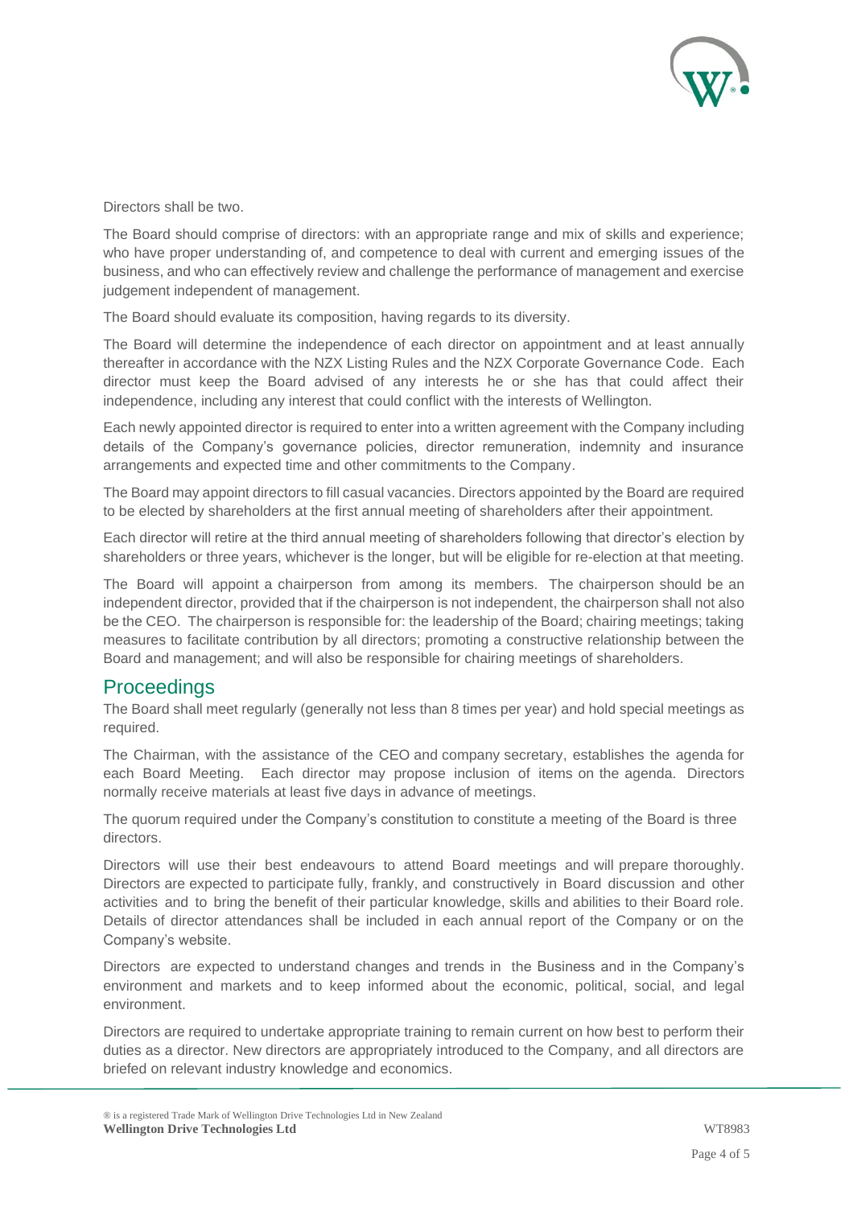Directors shall be two.

The Board should comprise of directors: with an appropriate range and mix of skills and experience; who have proper understanding of, and competence to deal with current and emerging issues of the business, and who can effectively review and challenge the performance of management and exercise judgement independent of management.

The Board should evaluate its composition, having regards to its diversity.

The Board will determine the independence of each director on appointment and at least annually thereafter in accordance with the NZX Listing Rules and the NZX Corporate Governance Code. Each director must keep the Board advised of any interests he or she has that could affect their independence, including any interest that could conflict with the interests of Wellington.

Each newly appointed director is required to enter into a written agreement with the Company including details of the Company's governance policies, director remuneration, indemnity and insurance arrangements and expected time and other commitments to the Company.

The Board may appoint directors to fill casual vacancies. Directors appointed by the Board are required to be elected by shareholders at the first annual meeting of shareholders after their appointment.

Each director will retire at the third annual meeting of shareholders following that director's election by shareholders or three years, whichever is the longer, but will be eligible for re-election at that meeting.

The Board will appoint a chairperson from among its members. The chairperson should be an independent director, provided that if the chairperson is not independent, the chairperson shall not also be the CEO. The chairperson is responsible for: the leadership of the Board; chairing meetings; taking measures to facilitate contribution by all directors; promoting a constructive relationship between the Board and management; and will also be responsible for chairing meetings of shareholders.

## Proceedings

The Board shall meet regularly (generally not less than 8 times per year) and hold special meetings as required.

The Chairman, with the assistance of the CEO and company secretary, establishes the agenda for each Board Meeting. Each director may propose inclusion of items on the agenda. Directors normally receive materials at least five days in advance of meetings.

The quorum required under the Company's constitution to constitute a meeting of the Board is three directors.

Directors will use their best endeavours to attend Board meetings and will prepare thoroughly. Directors are expected to participate fully, frankly, and constructively in Board discussion and other activities and to bring the benefit of their particular knowledge, skills and abilities to their Board role. Details of director attendances shall be included in each annual report of the Company or on the Company's website.

Directors are expected to understand changes and trends in the Business and in the Company's environment and markets and to keep informed about the economic, political, social, and legal environment.

Directors are required to undertake appropriate training to remain current on how best to perform their duties as a director. New directors are appropriately introduced to the Company, and all directors are briefed on relevant industry knowledge and economics.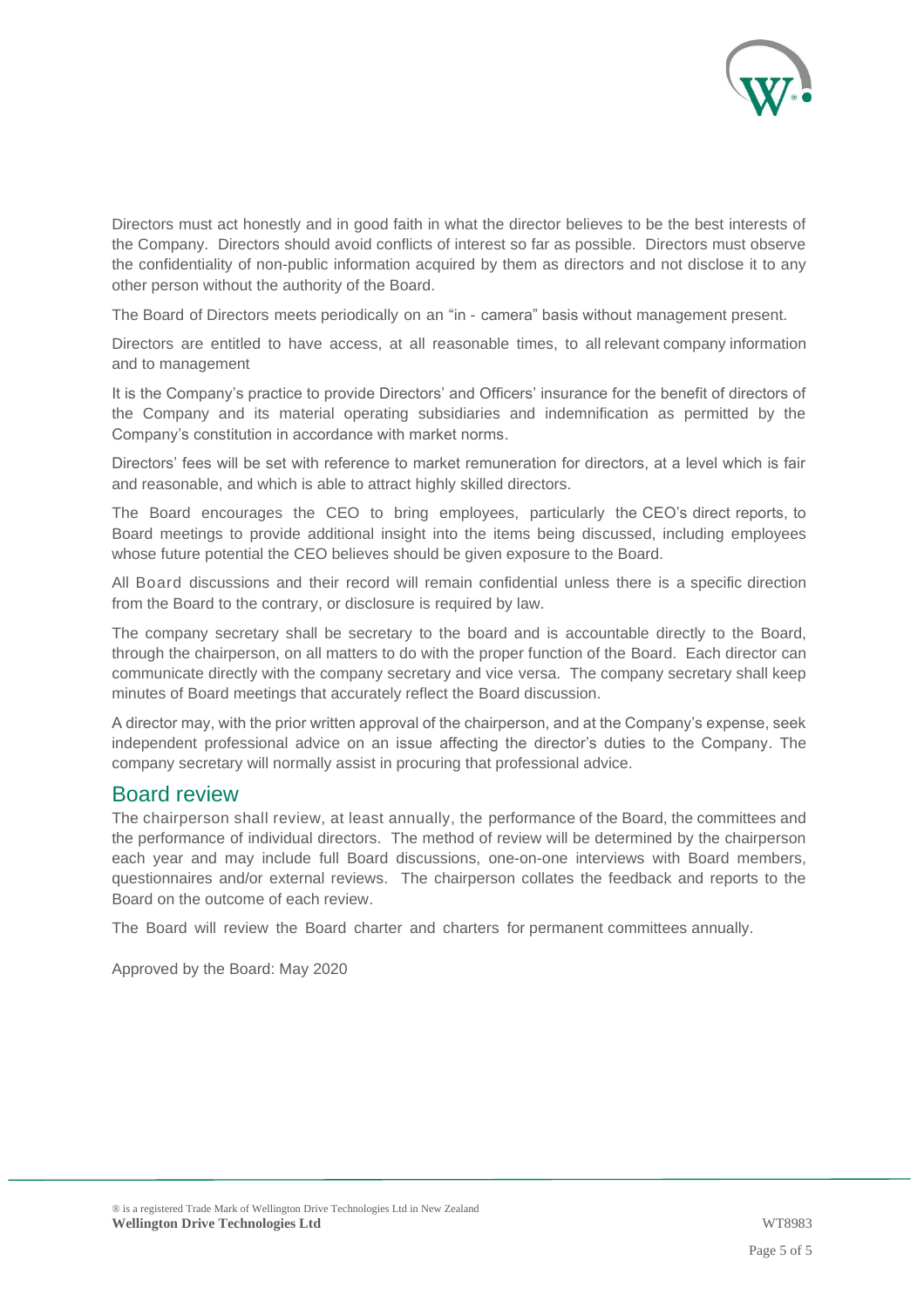Directors must act honestly and in good faith in what the director believes to be the best interests of the Company. Directors should avoid conflicts of interest so far as possible. Directors must observe the confidentiality of non-public information acquired by them as directors and not disclose it to any other person without the authority of the Board.

The Board of Directors meets periodically on an "in - camera" basis without management present.

Directors are entitled to have access, at all reasonable times, to all relevant company information and to management

It is the Company's practice to provide Directors' and Officers' insurance for the benefit of directors of the Company and its material operating subsidiaries and indemnification as permitted by the Company's constitution in accordance with market norms.

Directors' fees will be set with reference to market remuneration for directors, at a level which is fair and reasonable, and which is able to attract highly skilled directors.

The Board encourages the CEO to bring employees, particularly the CEO's direct reports, to Board meetings to provide additional insight into the items being discussed, including employees whose future potential the CEO believes should be given exposure to the Board.

All Board discussions and their record will remain confidential unless there is a specific direction from the Board to the contrary, or disclosure is required by law.

The company secretary shall be secretary to the board and is accountable directly to the Board, through the chairperson, on all matters to do with the proper function of the Board. Each director can communicate directly with the company secretary and vice versa. The company secretary shall keep minutes of Board meetings that accurately reflect the Board discussion.

A director may, with the prior written approval of the chairperson, and at the Company's expense, seek independent professional advice on an issue affecting the director's duties to the Company. The company secretary will normally assist in procuring that professional advice.

## Board review

The chairperson shall review, at least annually, the performance of the Board, the committees and the performance of individual directors. The method of review will be determined by the chairperson each year and may include full Board discussions, one-on-one interviews with Board members, questionnaires and/or external reviews. The chairperson collates the feedback and reports to the Board on the outcome of each review.

The Board will review the Board charter and charters for permanent committees annually.

Approved by the Board: May 2020